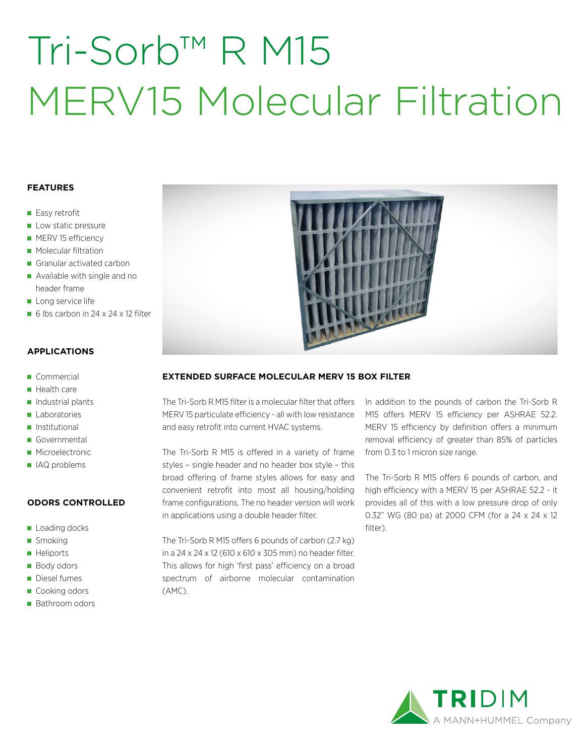# Tri-Sorb™ R M15
# MERV15 Molecular Filtration

### FEATURES

- Easy retrofit
- Low static pressure
- MERV 15 efficiency
- Molecular filtration
- Granular activated carbon
- Available with single and no header frame
- Long service life
- 6 lbs carbon in 24 x 24 x 12 filter

### APPLICATIONS

- Commercial
- Health care
- Industrial plants
- Laboratories
- Institutional
- Governmental
- Microelectronic
- IAQ problems

### ODORS CONTROLLED

- Loading docks
- Smoking
- Heliports
- Body odors
- Diesel fumes
- Cooking odors
- Bathroom odors

### EXTENDED SURFACE MOLECULAR MERV 15 BOX FILTER

The Tri-Sorb R M15 filter is a molecular filter that offers MERV 15 particulate efficiency - all with low resistance and easy retrofit into current HVAC systems.

The Tri-Sorb R M15 is offered in a variety of frame styles – single header and no header box style – this broad offering of frame styles allows for easy and convenient retrofit into most all housing/holding frame configurations. The no header version will work in applications using a double header filter.

The Tri-Sorb R M15 offers 6 pounds of carbon (2.7 kg) in a 24 x 24 x 12 (610 x 610 x 305 mm) no header filter. This allows for high 'first pass' efficiency on a broad spectrum of airborne molecular contamination (AMC).

In addition to the pounds of carbon the Tri-Sorb R M15 offers MERV 15 efficiency per ASHRAE 52.2. MERV 15 efficiency by definition offers a minimum removal efficiency of greater than 85% of particles from 0.3 to 1 micron size range.

The Tri-Sorb R M15 offers 6 pounds of carbon, and high efficiency with a MERV 15 per ASHRAE 52.2 - it provides all of this with a low pressure drop of only 0.32" WG (80 pa) at 2000 CFM (for a 24 x 24 x 12 filter).

TRIDIM
A MANN+HUMMEL Company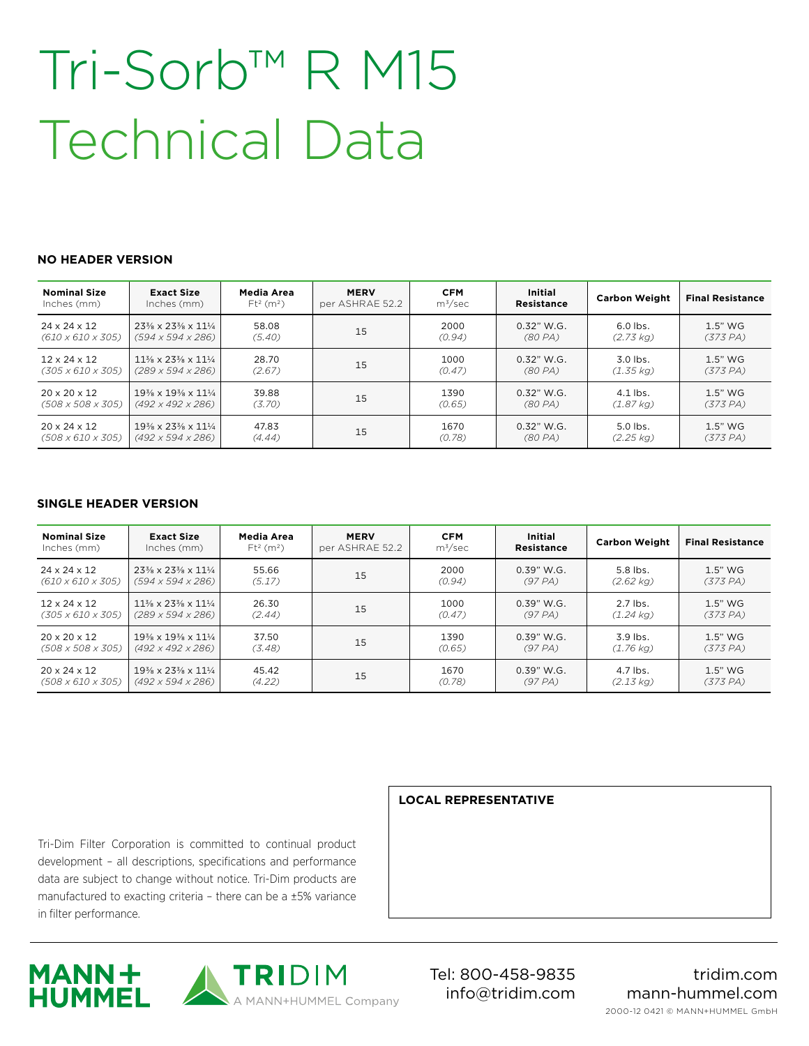# Tri-Sorb™ R M15 Technical Data

**NO HEADER VERSION**

| **Nominal Size** Inches (mm) | **Exact Size** Inches (mm) | **Media Area** Ft² (m²) | **MERV** per ASHRAE 52.2 | **CFM** m³/sec | **Initial Resistance** | **Carbon Weight** | **Final Resistance** |
|---|---|---|---|---|---|---|---|
| 24 x 24 x 12 *(610 x 610 x 305)* | 23⅜ x 23⅜ x 11¼ *(594 x 594 x 286)* | 58.08 *(5.40)* | 15 | 2000 *(0.94)* | 0.32" W.G. *(80 PA)* | 6.0 lbs. *(2.73 kg)* | 1.5" WG *(373 PA)* |
| 12 x 24 x 12 *(305 x 610 x 305)* | 11⅜ x 23⅜ x 11¼ *(289 x 594 x 286)* | 28.70 *(2.67)* | 15 | 1000 *(0.47)* | 0.32" W.G. *(80 PA)* | 3.0 lbs. *(1.35 kg)* | 1.5" WG *(373 PA)* |
| 20 x 20 x 12 *(508 x 508 x 305)* | 19⅜ x 19⅜ x 11¼ *(492 x 492 x 286)* | 39.88 *(3.70)* | 15 | 1390 *(0.65)* | 0.32" W.G. *(80 PA)* | 4.1 lbs. *(1.87 kg)* | 1.5" WG *(373 PA)* |
| 20 x 24 x 12 *(508 x 610 x 305)* | 19⅜ x 23⅜ x 11¼ *(492 x 594 x 286)* | 47.83 *(4.44)* | 15 | 1670 *(0.78)* | 0.32" W.G. *(80 PA)* | 5.0 lbs. *(2.25 kg)* | 1.5" WG *(373 PA)* |

**SINGLE HEADER VERSION**

| **Nominal Size** Inches (mm) | **Exact Size** Inches (mm) | **Media Area** Ft² (m²) | **MERV** per ASHRAE 52.2 | **CFM** m³/sec | **Initial Resistance** | **Carbon Weight** | **Final Resistance** |
|---|---|---|---|---|---|---|---|
| 24 x 24 x 12 *(610 x 610 x 305)* | 23⅜ x 23⅜ x 11¼ *(594 x 594 x 286)* | 55.66 *(5.17)* | 15 | 2000 *(0.94)* | 0.39" W.G. *(97 PA)* | 5.8 lbs. *(2.62 kg)* | 1.5" WG *(373 PA)* |
| 12 x 24 x 12 *(305 x 610 x 305)* | 11⅜ x 23⅜ x 11¼ *(289 x 594 x 286)* | 26.30 *(2.44)* | 15 | 1000 *(0.47)* | 0.39" W.G. *(97 PA)* | 2.7 lbs. *(1.24 kg)* | 1.5" WG *(373 PA)* |
| 20 x 20 x 12 *(508 x 508 x 305)* | 19⅜ x 19⅜ x 11¼ *(492 x 492 x 286)* | 37.50 *(3.48)* | 15 | 1390 *(0.65)* | 0.39" W.G. *(97 PA)* | 3.9 lbs. *(1.76 kg)* | 1.5" WG *(373 PA)* |
| 20 x 24 x 12 *(508 x 610 x 305)* | 19⅜ x 23⅜ x 11¼ *(492 x 594 x 286)* | 45.42 *(4.22)* | 15 | 1670 *(0.78)* | 0.39" W.G. *(97 PA)* | 4.7 lbs. *(2.13 kg)* | 1.5" WG *(373 PA)* |

Tri-Dim Filter Corporation is committed to continual product development – all descriptions, specifications and performance data are subject to change without notice. Tri-Dim products are manufactured to exacting criteria – there can be a ±5% variance in filter performance.

**LOCAL REPRESENTATIVE**

MANN+HUMMEL

TRIDIM A MANN+HUMMEL Company

Tel: 800-458-9835
info@tridim.com

tridim.com
mann-hummel.com

2000-12 0421 © MANN+HUMMEL GmbH